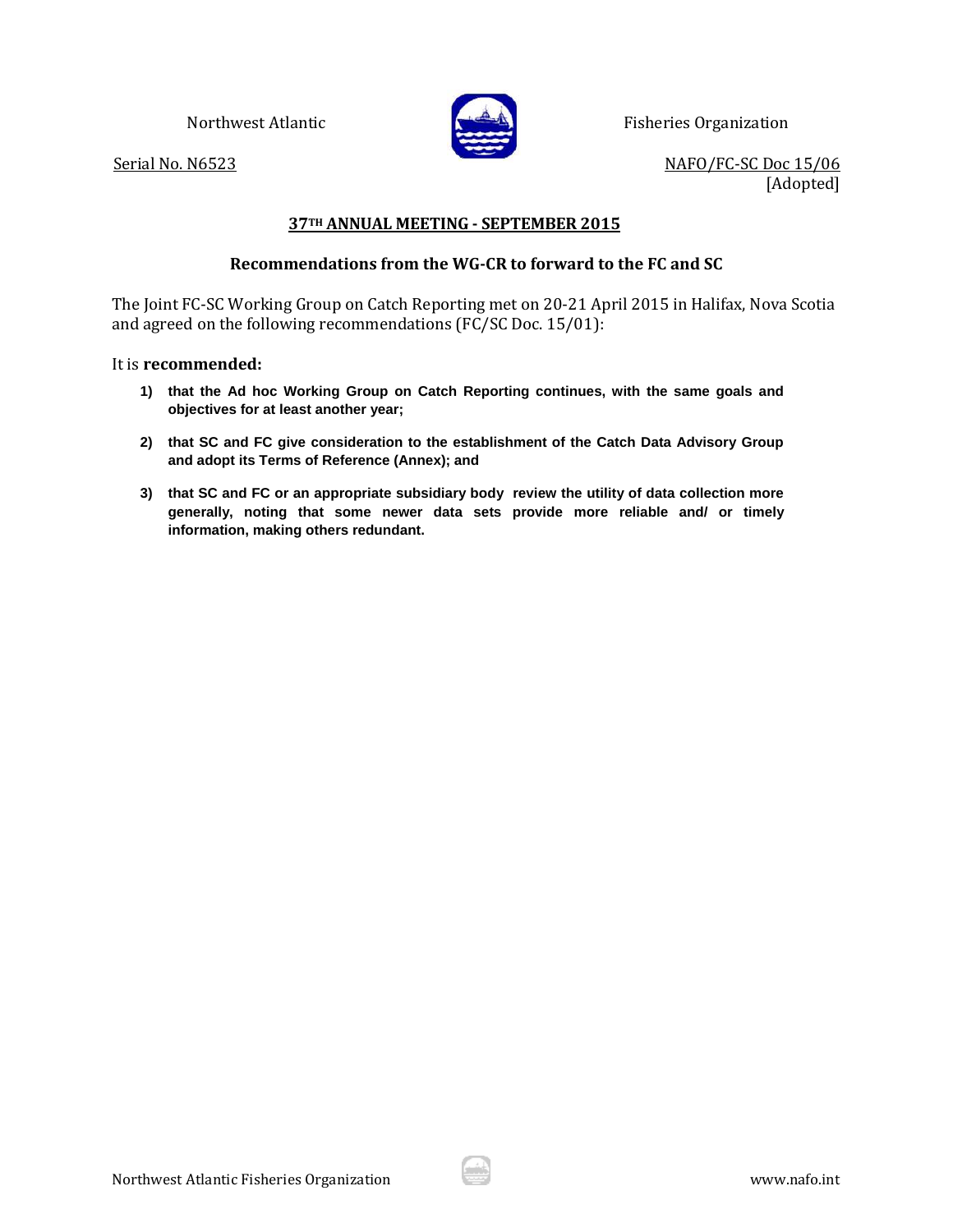Northwest Atlantic Fisheries Organization

Serial No. N6523

NAFO/FC-SC Doc 15/06
[Adopted]

## 37TH ANNUAL MEETING - SEPTEMBER 2015

### Recommendations from the WG-CR to forward to the FC and SC

The Joint FC-SC Working Group on Catch Reporting met on 20-21 April 2015 in Halifax, Nova Scotia and agreed on the following recommendations (FC/SC Doc. 15/01):

It is **recommended:**

1) **that the Ad hoc Working Group on Catch Reporting continues, with the same goals and objectives for at least another year;**

2) **that SC and FC give consideration to the establishment of the Catch Data Advisory Group and adopt its Terms of Reference (Annex); and**

3) **that SC and FC or an appropriate subsidiary body review the utility of data collection more generally, noting that some newer data sets provide more reliable and/ or timely information, making others redundant.**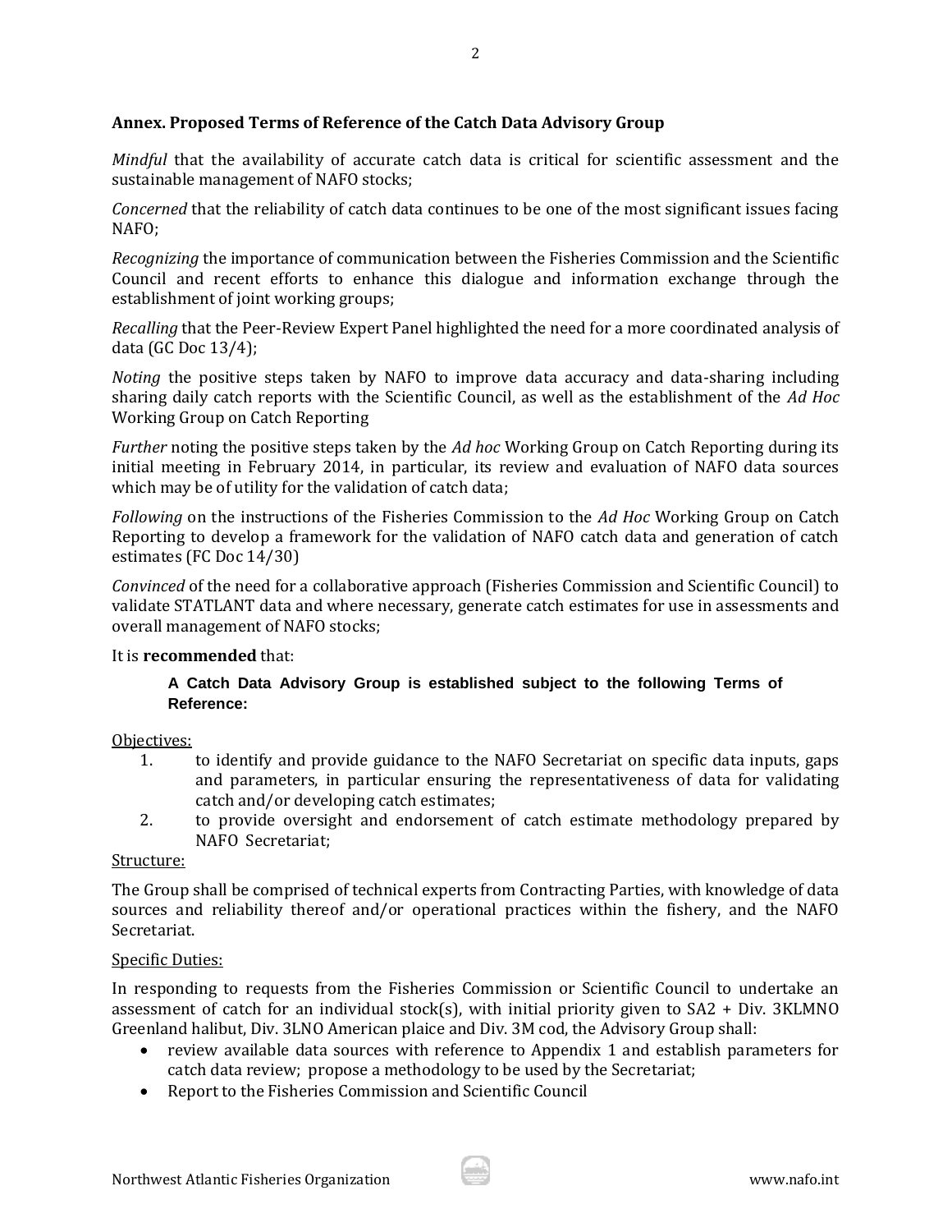## Annex. Proposed Terms of Reference of the Catch Data Advisory Group

*Mindful* that the availability of accurate catch data is critical for scientific assessment and the sustainable management of NAFO stocks;

*Concerned* that the reliability of catch data continues to be one of the most significant issues facing NAFO;

*Recognizing* the importance of communication between the Fisheries Commission and the Scientific Council and recent efforts to enhance this dialogue and information exchange through the establishment of joint working groups;

*Recalling* that the Peer-Review Expert Panel highlighted the need for a more coordinated analysis of data (GC Doc 13/4);

*Noting* the positive steps taken by NAFO to improve data accuracy and data-sharing including sharing daily catch reports with the Scientific Council, as well as the establishment of the *Ad Hoc* Working Group on Catch Reporting

*Further* noting the positive steps taken by the *Ad hoc* Working Group on Catch Reporting during its initial meeting in February 2014, in particular, its review and evaluation of NAFO data sources which may be of utility for the validation of catch data;

*Following* on the instructions of the Fisheries Commission to the *Ad Hoc* Working Group on Catch Reporting to develop a framework for the validation of NAFO catch data and generation of catch estimates (FC Doc 14/30)

*Convinced* of the need for a collaborative approach (Fisheries Commission and Scientific Council) to validate STATLANT data and where necessary, generate catch estimates for use in assessments and overall management of NAFO stocks;

It is **recommended** that:

> **A Catch Data Advisory Group is established subject to the following Terms of Reference:**

Objectives:

1. to identify and provide guidance to the NAFO Secretariat on specific data inputs, gaps and parameters, in particular ensuring the representativeness of data for validating catch and/or developing catch estimates;
2. to provide oversight and endorsement of catch estimate methodology prepared by NAFO Secretariat;

Structure:

The Group shall be comprised of technical experts from Contracting Parties, with knowledge of data sources and reliability thereof and/or operational practices within the fishery, and the NAFO Secretariat.

Specific Duties:

In responding to requests from the Fisheries Commission or Scientific Council to undertake an assessment of catch for an individual stock(s), with initial priority given to SA2 + Div. 3KLMNO Greenland halibut, Div. 3LNO American plaice and Div. 3M cod, the Advisory Group shall:

- review available data sources with reference to Appendix 1 and establish parameters for catch data review; propose a methodology to be used by the Secretariat;
- Report to the Fisheries Commission and Scientific Council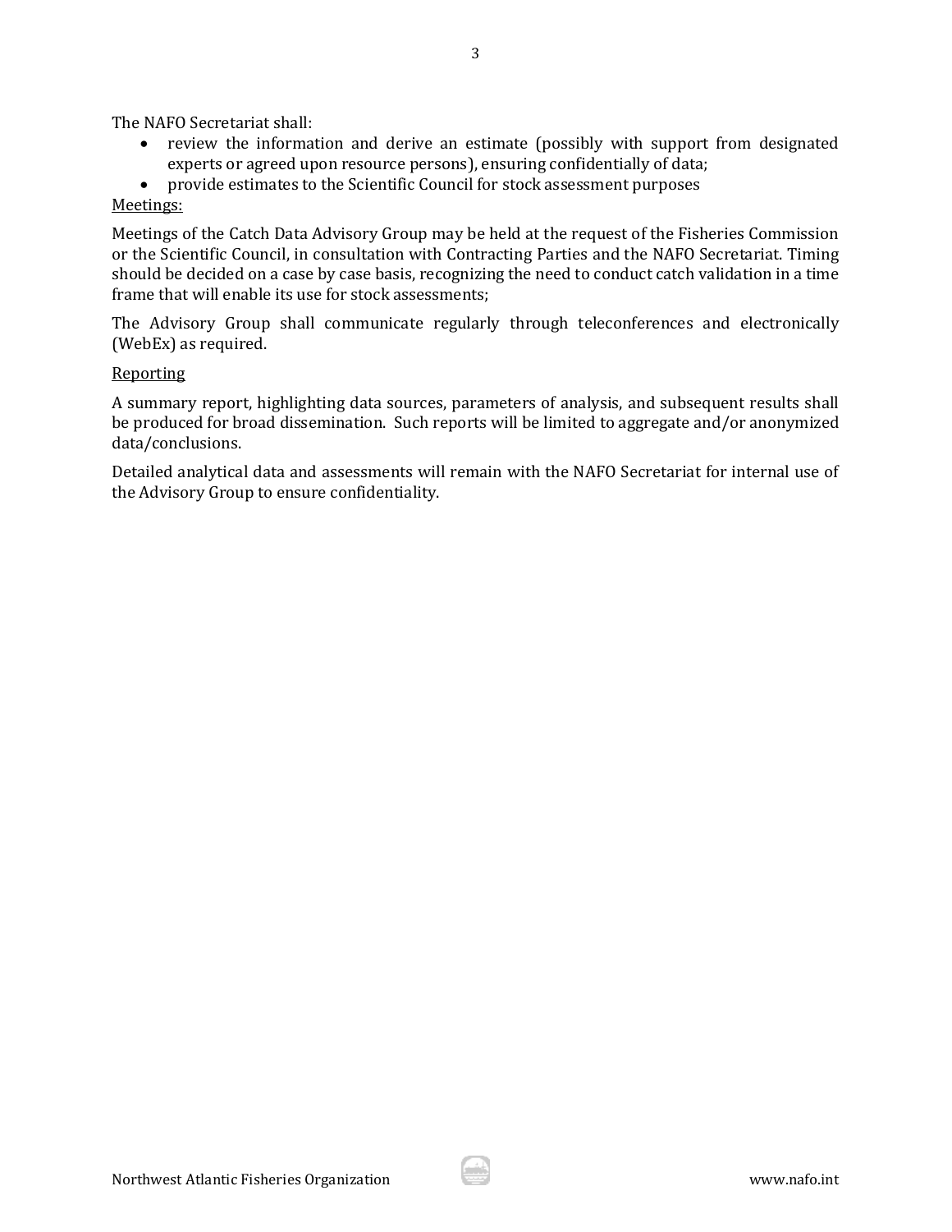The NAFO Secretariat shall:

- review the information and derive an estimate (possibly with support from designated experts or agreed upon resource persons), ensuring confidentially of data;
- provide estimates to the Scientific Council for stock assessment purposes

Meetings:

Meetings of the Catch Data Advisory Group may be held at the request of the Fisheries Commission or the Scientific Council, in consultation with Contracting Parties and the NAFO Secretariat. Timing should be decided on a case by case basis, recognizing the need to conduct catch validation in a time frame that will enable its use for stock assessments;

The Advisory Group shall communicate regularly through teleconferences and electronically (WebEx) as required.

Reporting

A summary report, highlighting data sources, parameters of analysis, and subsequent results shall be produced for broad dissemination. Such reports will be limited to aggregate and/or anonymized data/conclusions.

Detailed analytical data and assessments will remain with the NAFO Secretariat for internal use of the Advisory Group to ensure confidentiality.